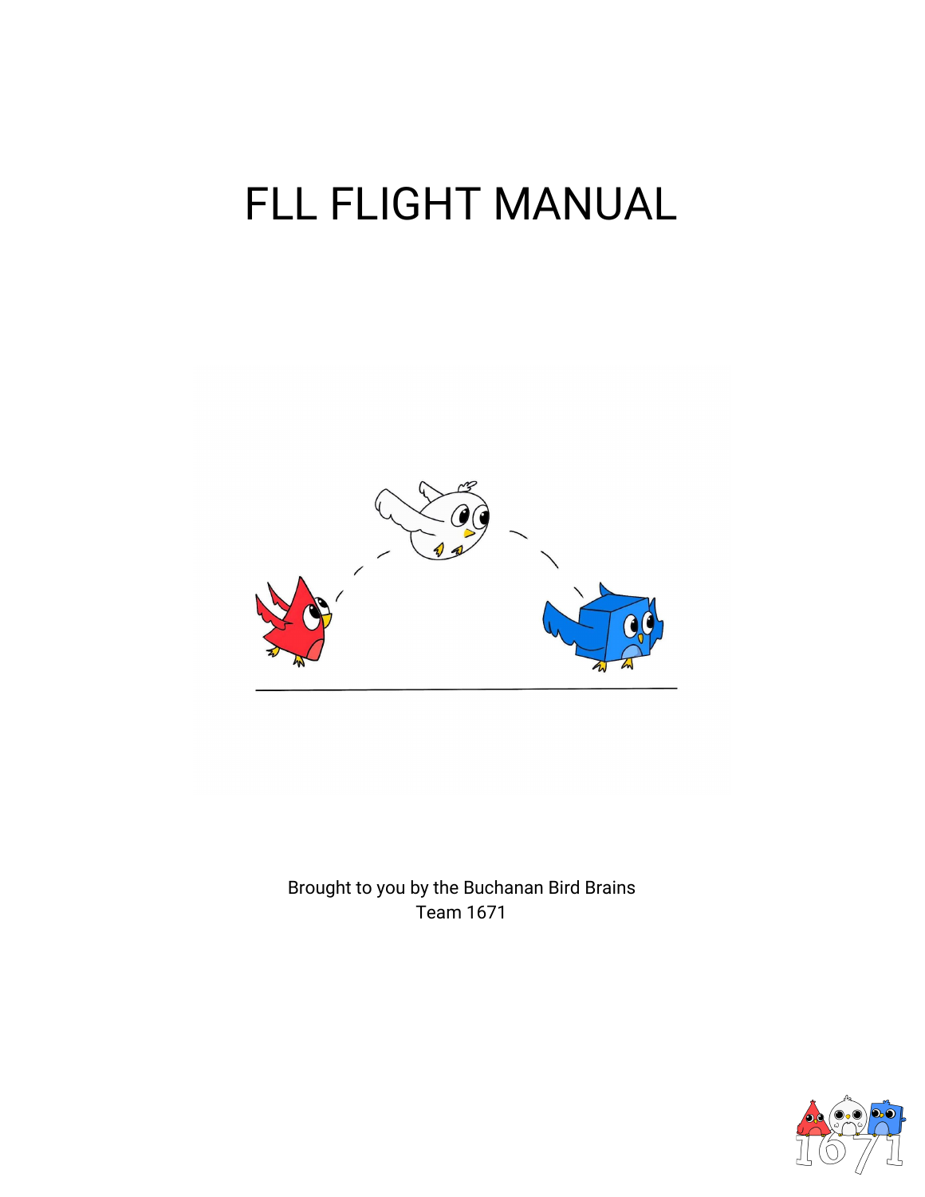# FLL FLIGHT MANUAL

Brought to you by the Buchanan Bird Brains
Team 1671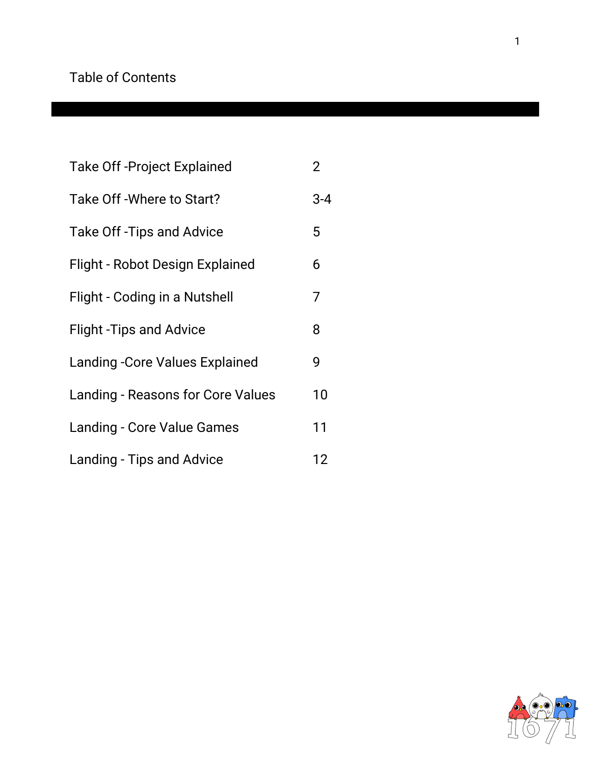# Table of Contents

| | |
|---|---|
| Take Off -Project Explained | 2 |
| Take Off -Where to Start? | 3-4 |
| Take Off -Tips and Advice | 5 |
| Flight - Robot Design Explained | 6 |
| Flight - Coding in a Nutshell | 7 |
| Flight -Tips and Advice | 8 |
| Landing -Core Values Explained | 9 |
| Landing - Reasons for Core Values | 10 |
| Landing - Core Value Games | 11 |
| Landing - Tips and Advice | 12 |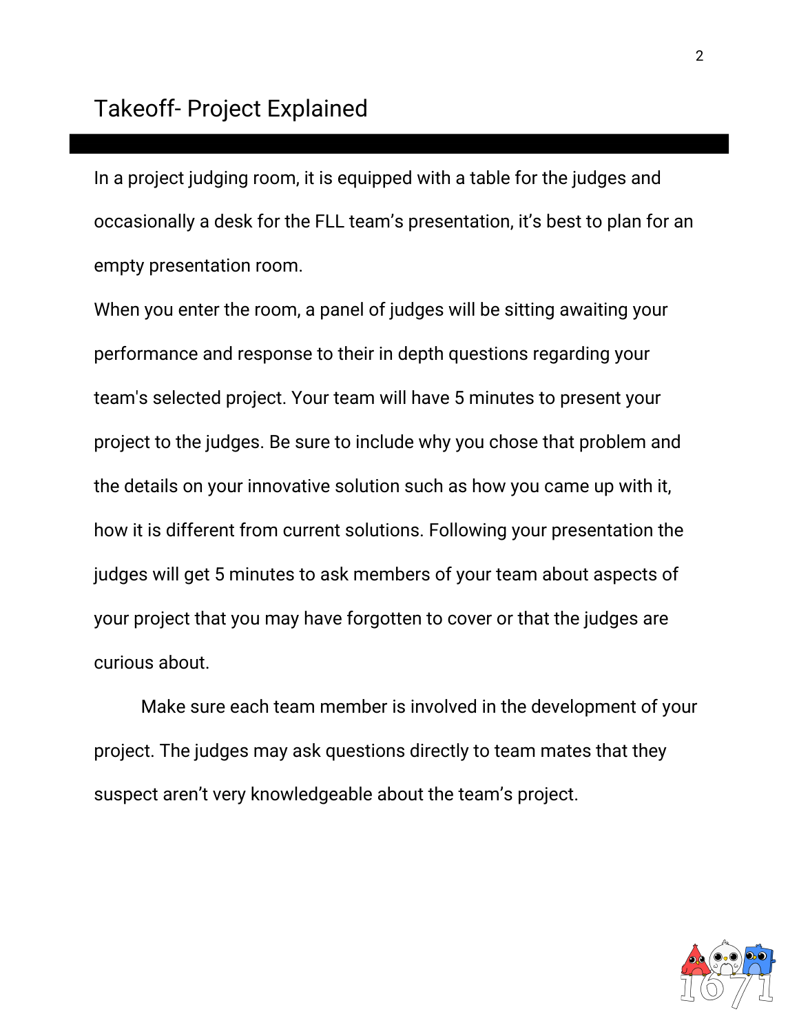# Takeoff- Project Explained

In a project judging room, it is equipped with a table for the judges and occasionally a desk for the FLL team's presentation, it's best to plan for an empty presentation room.

When you enter the room, a panel of judges will be sitting awaiting your performance and response to their in depth questions regarding your team's selected project. Your team will have 5 minutes to present your project to the judges. Be sure to include why you chose that problem and the details on your innovative solution such as how you came up with it, how it is different from current solutions. Following your presentation the judges will get 5 minutes to ask members of your team about aspects of your project that you may have forgotten to cover or that the judges are curious about.

Make sure each team member is involved in the development of your project. The judges may ask questions directly to team mates that they suspect aren't very knowledgeable about the team's project.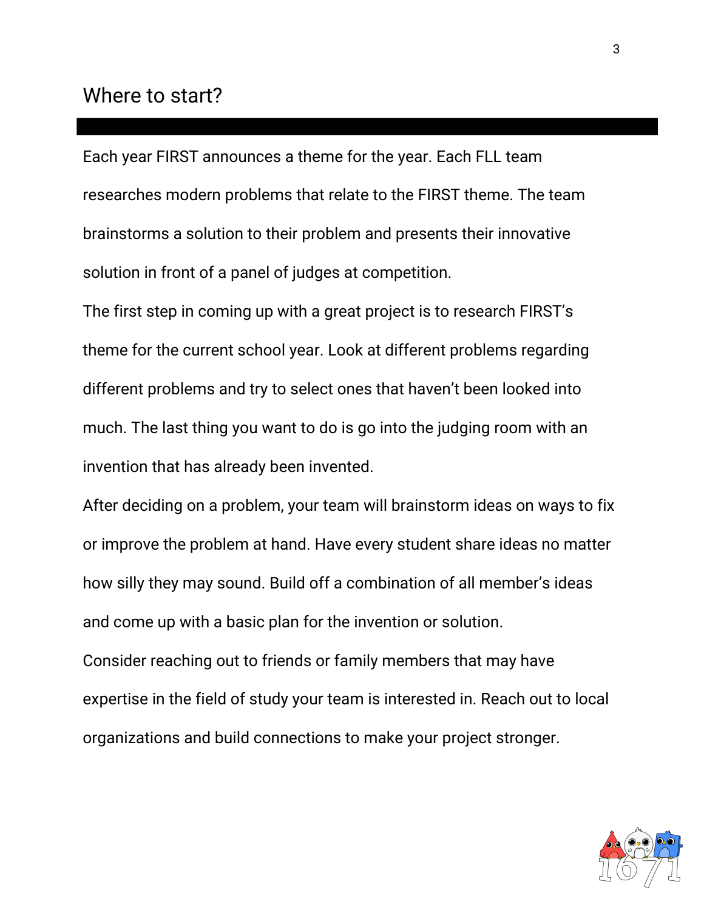## Where to start?

Each year FIRST announces a theme for the year. Each FLL team researches modern problems that relate to the FIRST theme. The team brainstorms a solution to their problem and presents their innovative solution in front of a panel of judges at competition.

The first step in coming up with a great project is to research FIRST's theme for the current school year. Look at different problems regarding different problems and try to select ones that haven't been looked into much. The last thing you want to do is go into the judging room with an invention that has already been invented.

After deciding on a problem, your team will brainstorm ideas on ways to fix or improve the problem at hand. Have every student share ideas no matter how silly they may sound. Build off a combination of all member's ideas and come up with a basic plan for the invention or solution.

Consider reaching out to friends or family members that may have expertise in the field of study your team is interested in. Reach out to local organizations and build connections to make your project stronger.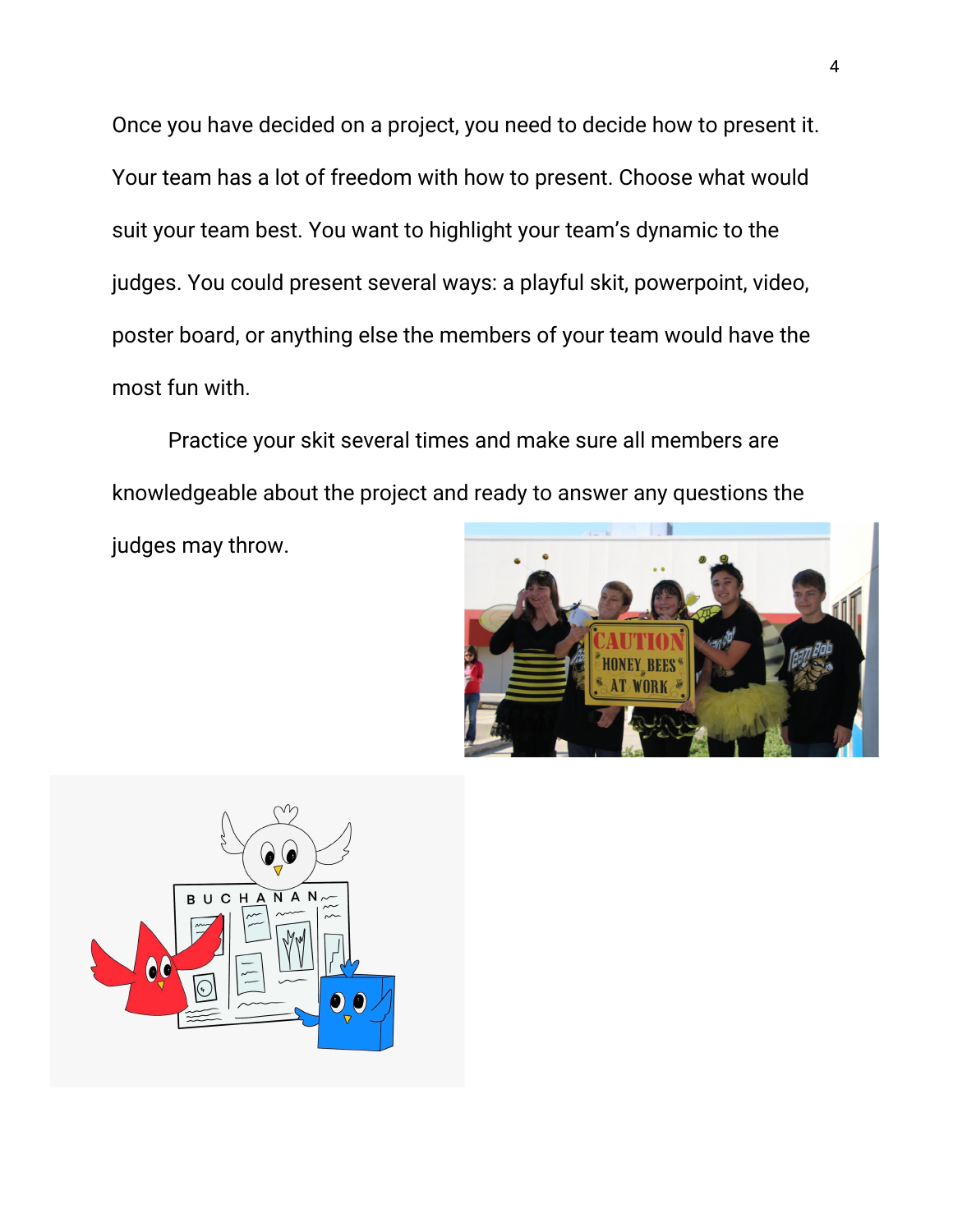Once you have decided on a project, you need to decide how to present it. Your team has a lot of freedom with how to present. Choose what would suit your team best. You want to highlight your team's dynamic to the judges. You could present several ways: a playful skit, powerpoint, video, poster board, or anything else the members of your team would have the most fun with.

Practice your skit several times and make sure all members are knowledgeable about the project and ready to answer any questions the judges may throw.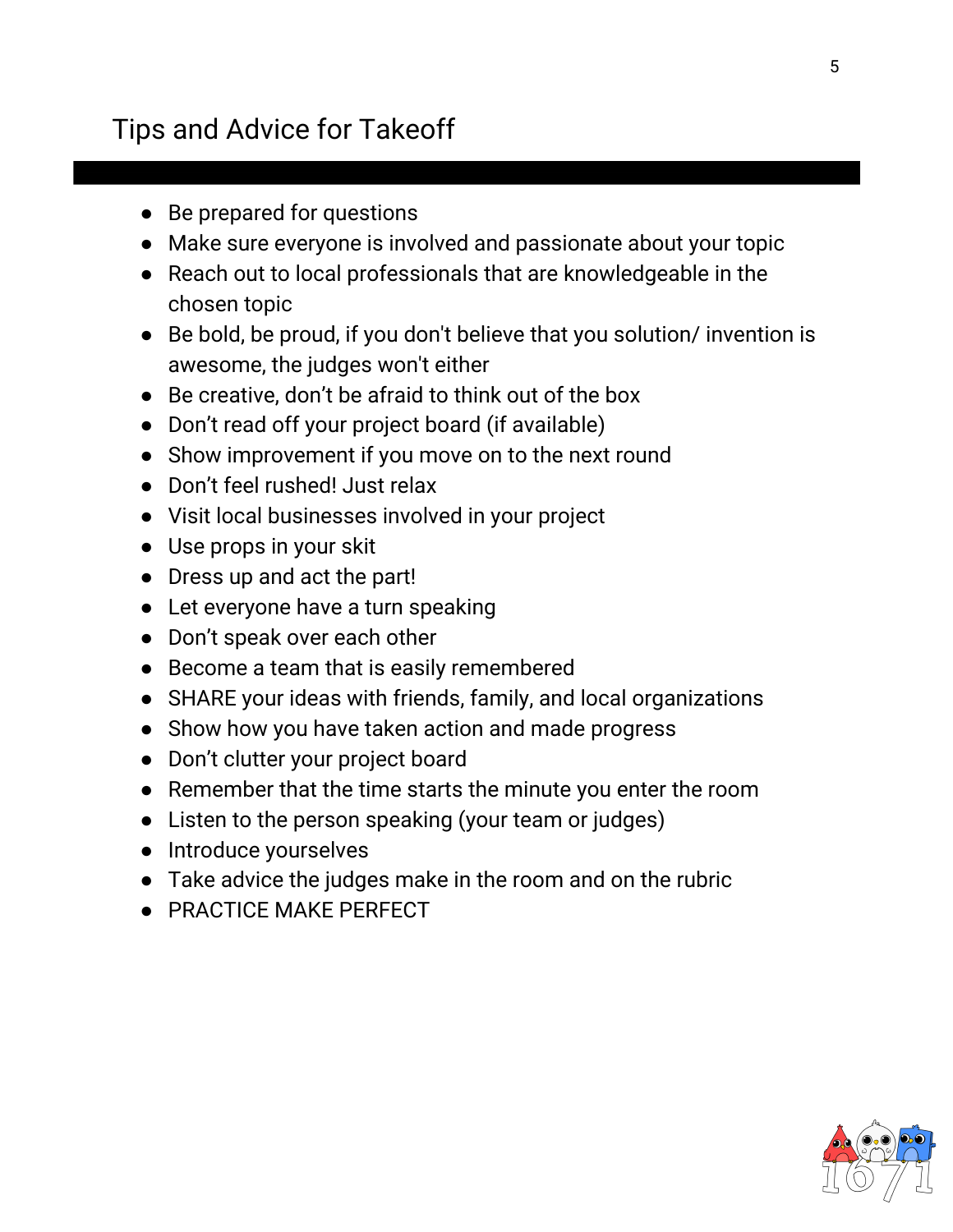## Tips and Advice for Takeoff

- Be prepared for questions
- Make sure everyone is involved and passionate about your topic
- Reach out to local professionals that are knowledgeable in the chosen topic
- Be bold, be proud, if you don't believe that you solution/ invention is awesome, the judges won't either
- Be creative, don't be afraid to think out of the box
- Don't read off your project board (if available)
- Show improvement if you move on to the next round
- Don't feel rushed! Just relax
- Visit local businesses involved in your project
- Use props in your skit
- Dress up and act the part!
- Let everyone have a turn speaking
- Don't speak over each other
- Become a team that is easily remembered
- SHARE your ideas with friends, family, and local organizations
- Show how you have taken action and made progress
- Don't clutter your project board
- Remember that the time starts the minute you enter the room
- Listen to the person speaking (your team or judges)
- Introduce yourselves
- Take advice the judges make in the room and on the rubric
- PRACTICE MAKE PERFECT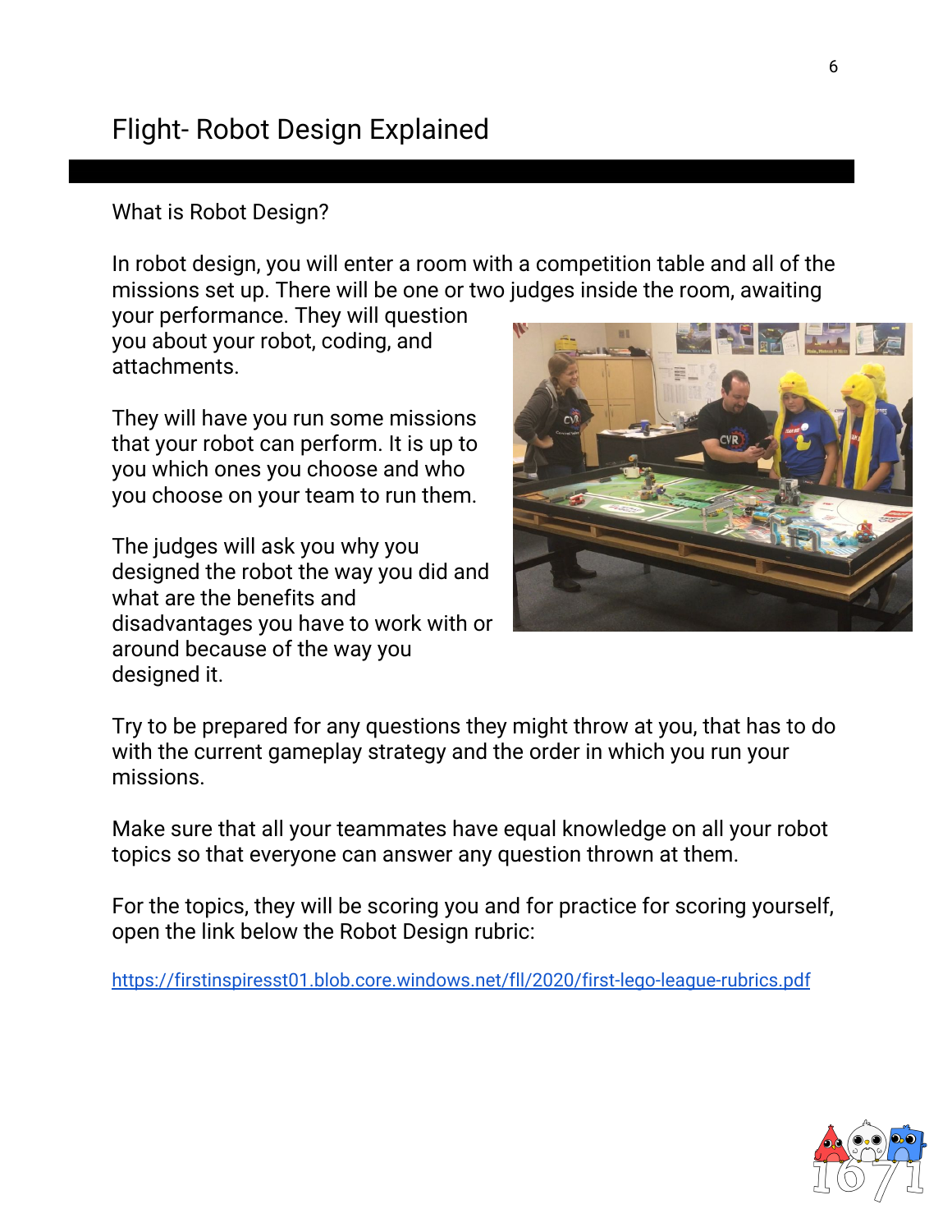# Flight- Robot Design Explained

What is Robot Design?

In robot design, you will enter a room with a competition table and all of the missions set up. There will be one or two judges inside the room, awaiting your performance. They will question you about your robot, coding, and attachments.

They will have you run some missions that your robot can perform. It is up to you which ones you choose and who you choose on your team to run them.

The judges will ask you why you designed the robot the way you did and what are the benefits and disadvantages you have to work with or around because of the way you designed it.

Try to be prepared for any questions they might throw at you, that has to do with the current gameplay strategy and the order in which you run your missions.

Make sure that all your teammates have equal knowledge on all your robot topics so that everyone can answer any question thrown at them.

For the topics, they will be scoring you and for practice for scoring yourself, open the link below the Robot Design rubric:

https://firstinspiresst01.blob.core.windows.net/fll/2020/first-lego-league-rubrics.pdf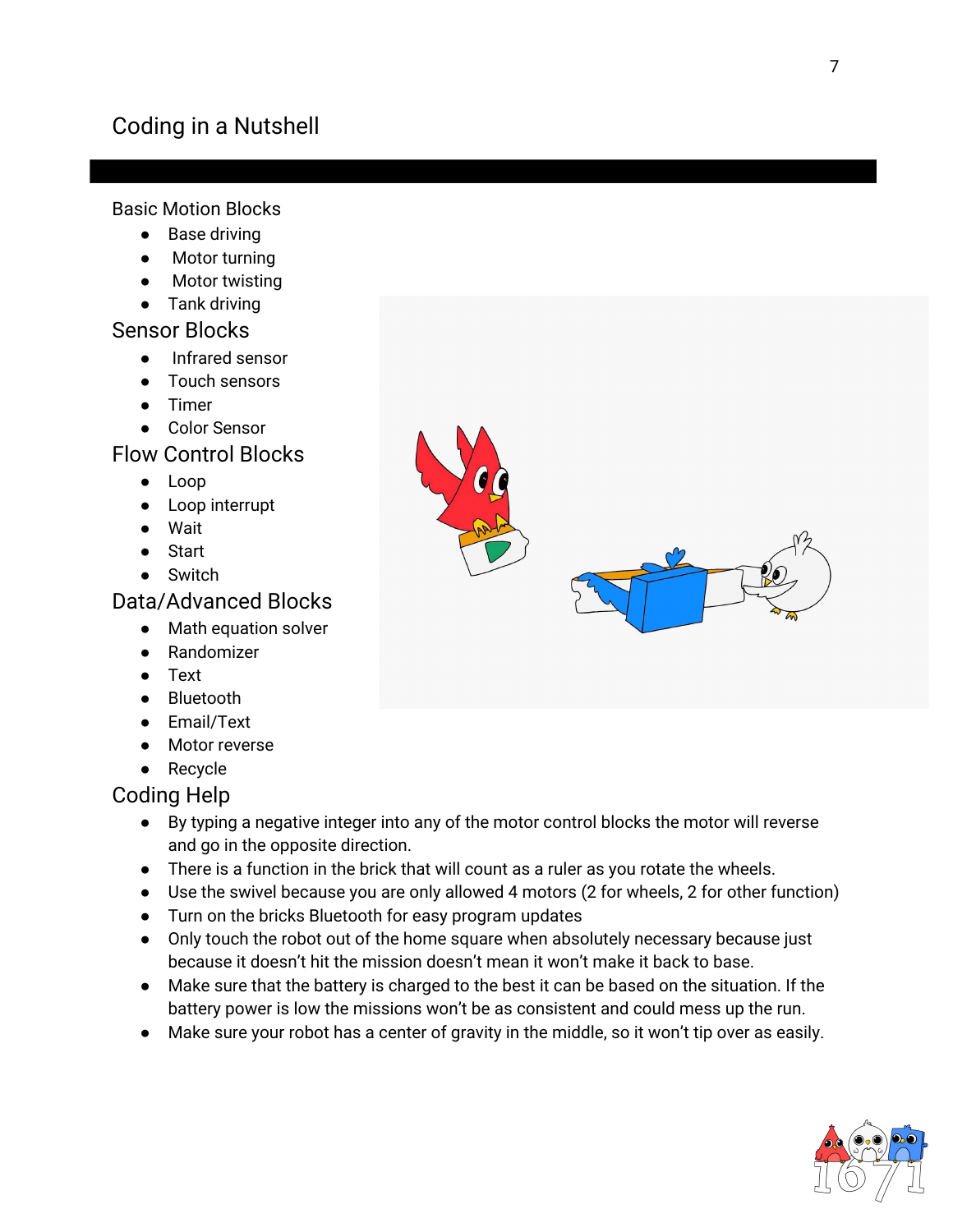# Coding in a Nutshell

## Basic Motion Blocks

- Base driving
- Motor turning
- Motor twisting
- Tank driving

## Sensor Blocks

- Infrared sensor
- Touch sensors
- Timer
- Color Sensor

## Flow Control Blocks

- Loop
- Loop interrupt
- Wait
- Start
- Switch

## Data/Advanced Blocks

- Math equation solver
- Randomizer
- Text
- Bluetooth
- Email/Text
- Motor reverse
- Recycle

## Coding Help

- By typing a negative integer into any of the motor control blocks the motor will reverse and go in the opposite direction.
- There is a function in the brick that will count as a ruler as you rotate the wheels.
- Use the swivel because you are only allowed 4 motors (2 for wheels, 2 for other function)
- Turn on the bricks Bluetooth for easy program updates
- Only touch the robot out of the home square when absolutely necessary because just because it doesn't hit the mission doesn't mean it won't make it back to base.
- Make sure that the battery is charged to the best it can be based on the situation. If the battery power is low the missions won't be as consistent and could mess up the run.
- Make sure your robot has a center of gravity in the middle, so it won't tip over as easily.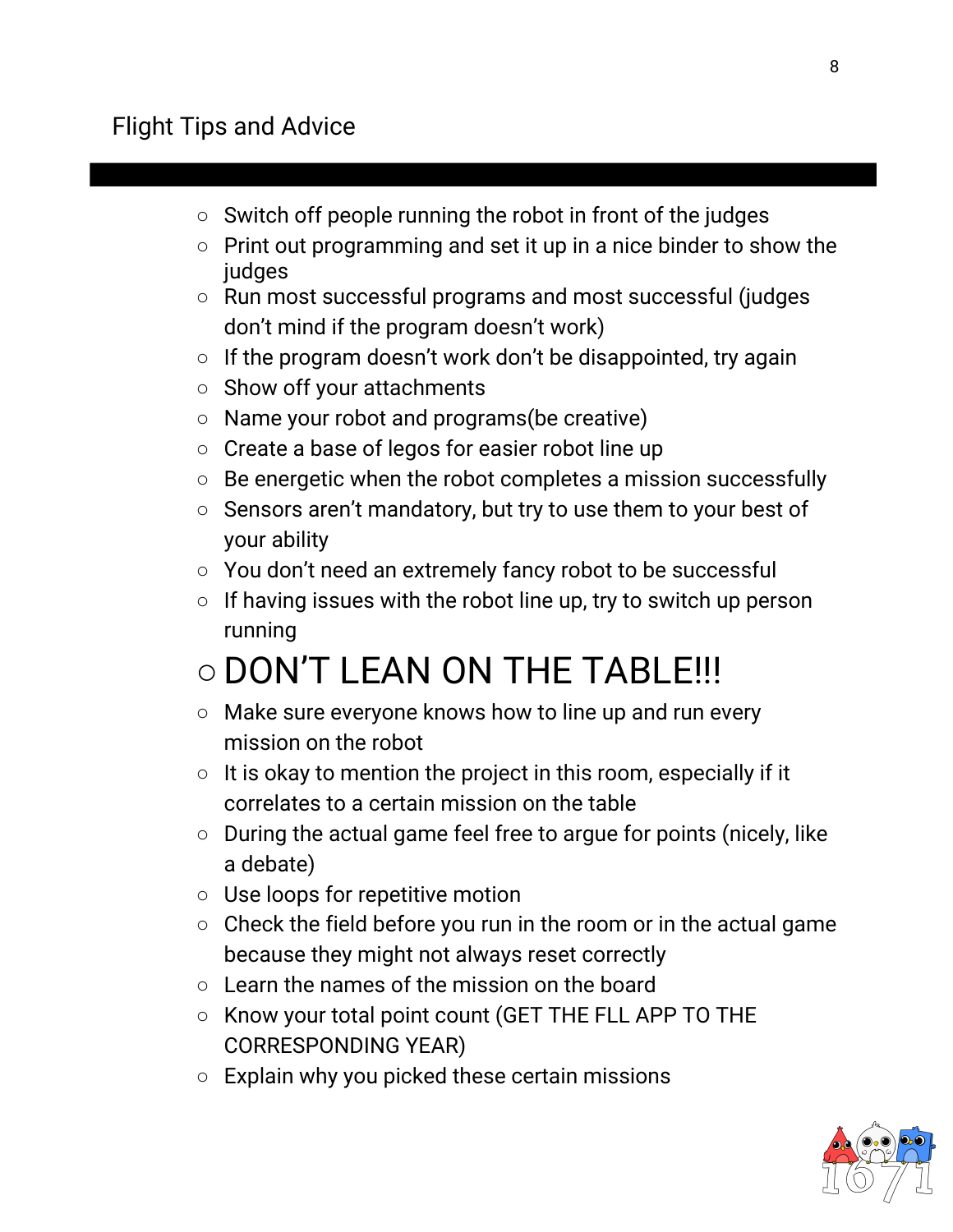## Flight Tips and Advice

- Switch off people running the robot in front of the judges
- Print out programming and set it up in a nice binder to show the judges
- Run most successful programs and most successful (judges don't mind if the program doesn't work)
- If the program doesn't work don't be disappointed, try again
- Show off your attachments
- Name your robot and programs(be creative)
- Create a base of legos for easier robot line up
- Be energetic when the robot completes a mission successfully
- Sensors aren't mandatory, but try to use them to your best of your ability
- You don't need an extremely fancy robot to be successful
- If having issues with the robot line up, try to switch up person running
- **DON'T LEAN ON THE TABLE!!!**
- Make sure everyone knows how to line up and run every mission on the robot
- It is okay to mention the project in this room, especially if it correlates to a certain mission on the table
- During the actual game feel free to argue for points (nicely, like a debate)
- Use loops for repetitive motion
- Check the field before you run in the room or in the actual game because they might not always reset correctly
- Learn the names of the mission on the board
- Know your total point count (GET THE FLL APP TO THE CORRESPONDING YEAR)
- Explain why you picked these certain missions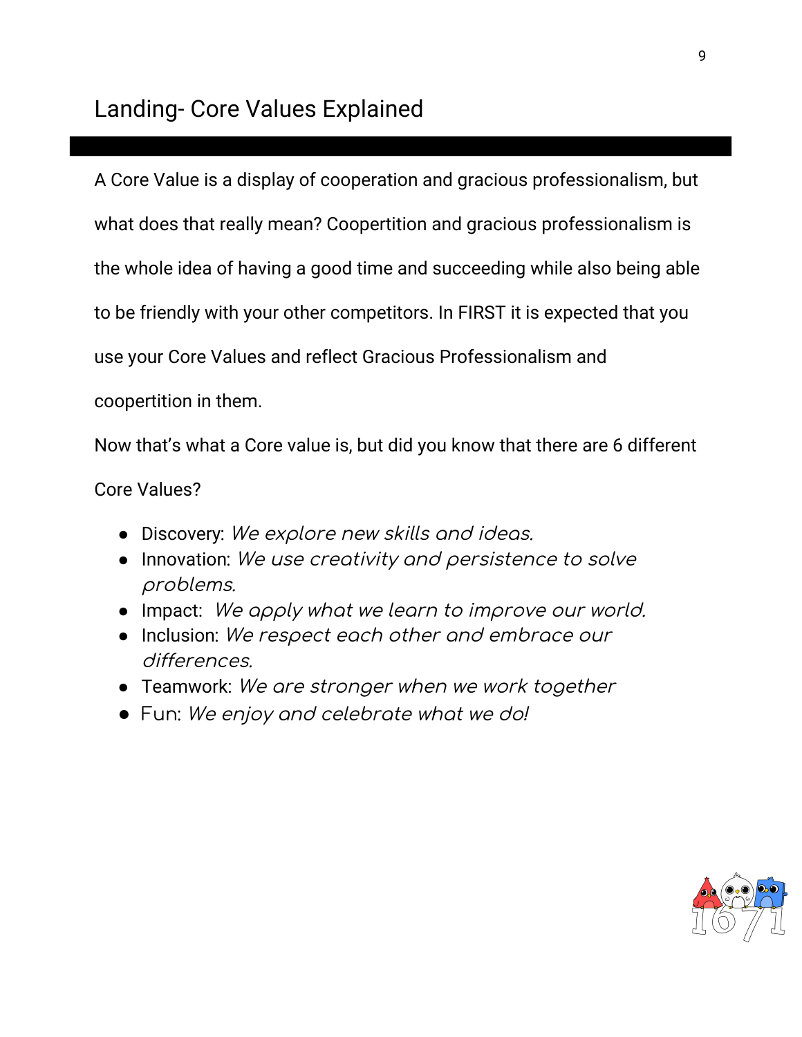## Landing- Core Values Explained

A Core Value is a display of cooperation and gracious professionalism, but what does that really mean? Coopertition and gracious professionalism is the whole idea of having a good time and succeeding while also being able to be friendly with your other competitors. In FIRST it is expected that you use your Core Values and reflect Gracious Professionalism and coopertition in them.

Now that's what a Core value is, but did you know that there are 6 different Core Values?

- Discovery: *We explore new skills and ideas.*
- Innovation: *We use creativity and persistence to solve problems.*
- Impact: *We apply what we learn to improve our world.*
- Inclusion: *We respect each other and embrace our differences.*
- Teamwork: *We are stronger when we work together*
- Fun: *We enjoy and celebrate what we do!*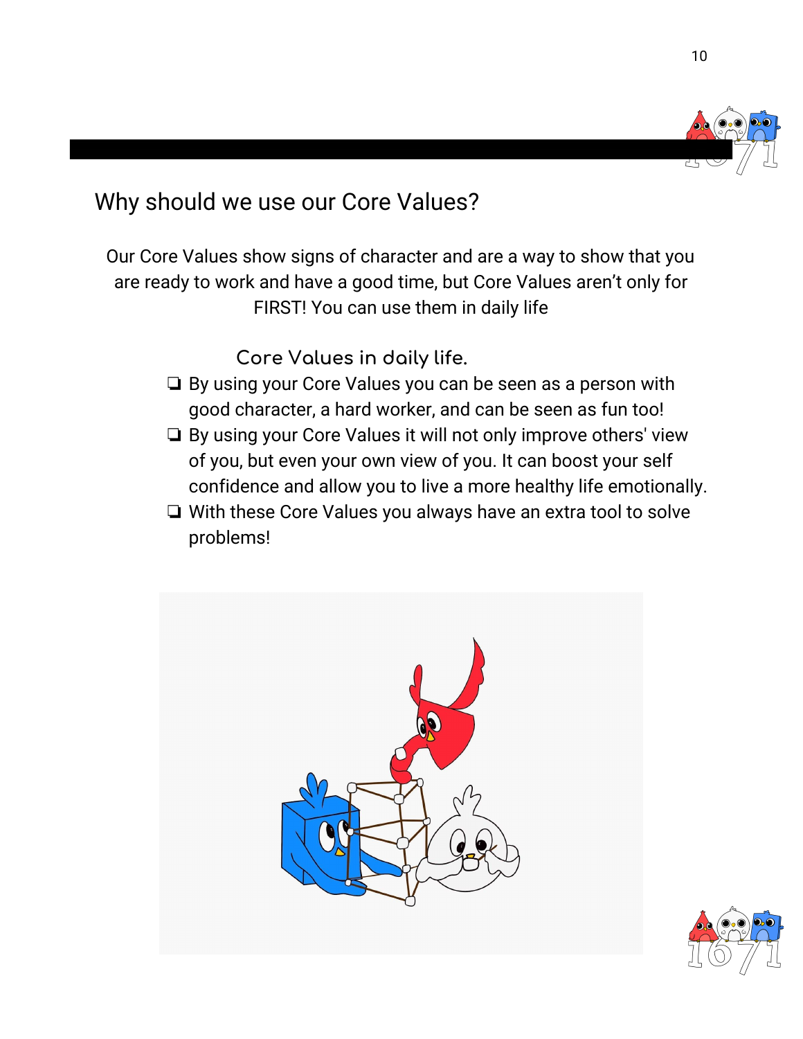## Why should we use our Core Values?

Our Core Values show signs of character and are a way to show that you are ready to work and have a good time, but Core Values aren't only for FIRST! You can use them in daily life

### Core Values in daily life.

- By using your Core Values you can be seen as a person with good character, a hard worker, and can be seen as fun too!
- By using your Core Values it will not only improve others' view of you, but even your own view of you. It can boost your self confidence and allow you to live a more healthy life emotionally.
- With these Core Values you always have an extra tool to solve problems!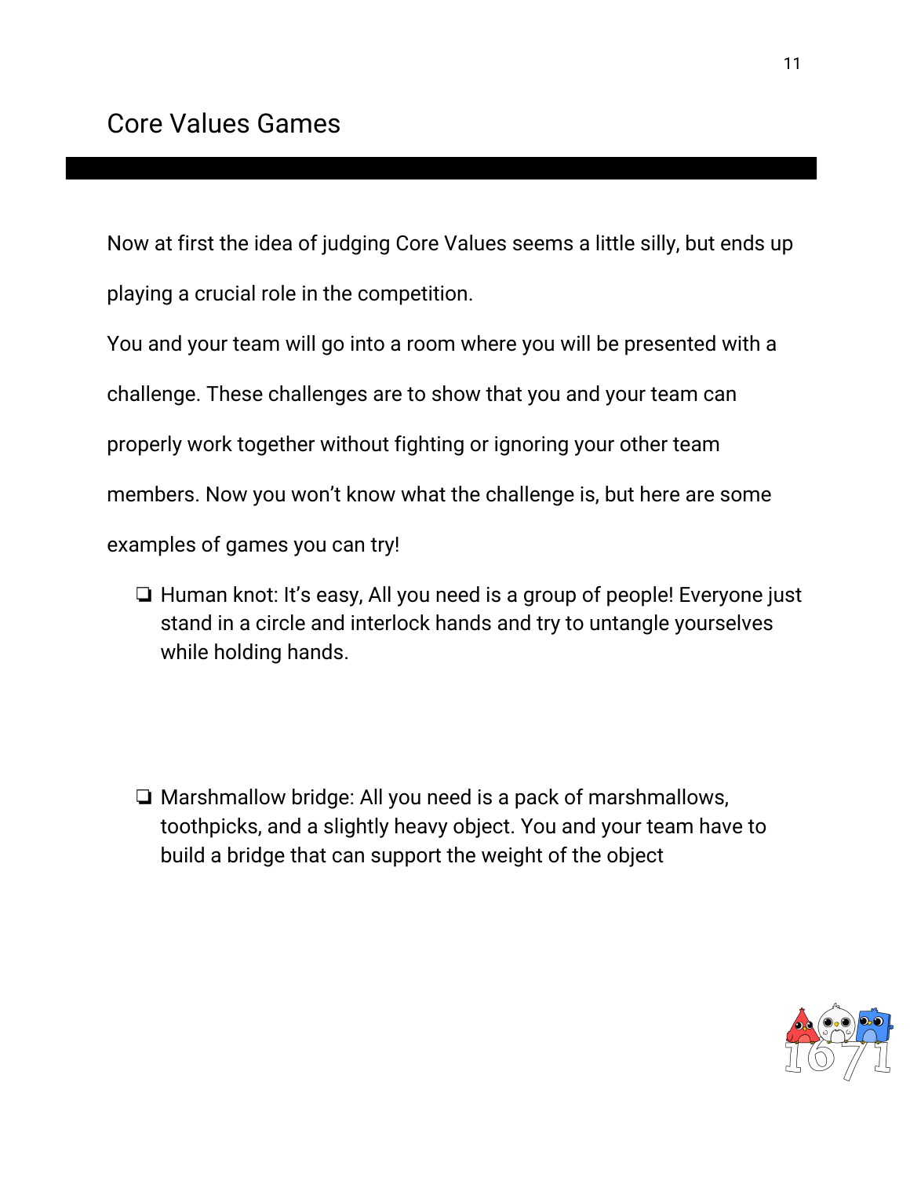## Core Values Games

Now at first the idea of judging Core Values seems a little silly, but ends up playing a crucial role in the competition.

You and your team will go into a room where you will be presented with a challenge. These challenges are to show that you and your team can properly work together without fighting or ignoring your other team members. Now you won't know what the challenge is, but here are some examples of games you can try!

- Human knot: It's easy, All you need is a group of people! Everyone just stand in a circle and interlock hands and try to untangle yourselves while holding hands.

- Marshmallow bridge: All you need is a pack of marshmallows, toothpicks, and a slightly heavy object. You and your team have to build a bridge that can support the weight of the object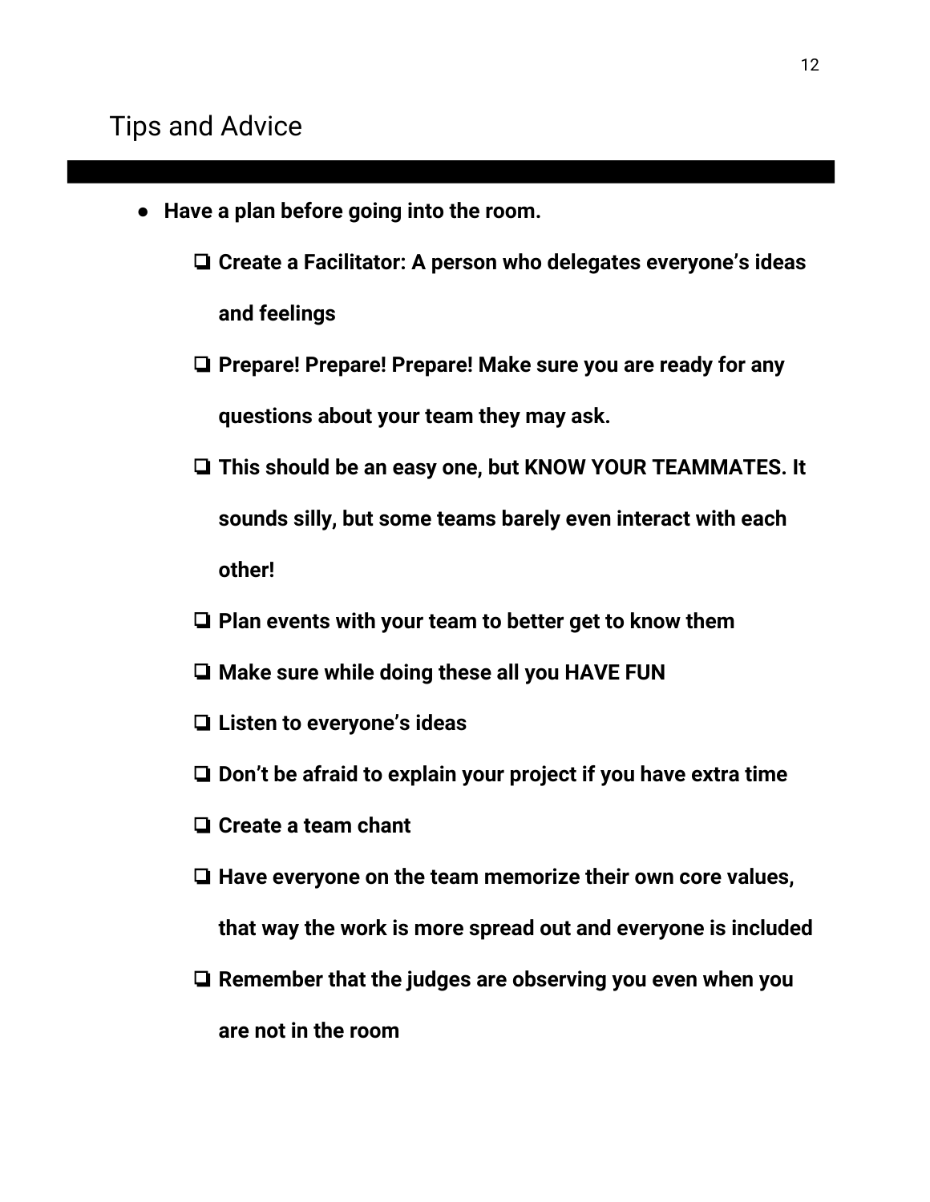## Tips and Advice

- **Have a plan before going into the room.**
  - [ ] **Create a Facilitator: A person who delegates everyone's ideas and feelings**
  - [ ] **Prepare! Prepare! Prepare! Make sure you are ready for any questions about your team they may ask.**
  - [ ] **This should be an easy one, but KNOW YOUR TEAMMATES. It sounds silly, but some teams barely even interact with each other!**
  - [ ] **Plan events with your team to better get to know them**
  - [ ] **Make sure while doing these all you HAVE FUN**
  - [ ] **Listen to everyone's ideas**
  - [ ] **Don't be afraid to explain your project if you have extra time**
  - [ ] **Create a team chant**
  - [ ] **Have everyone on the team memorize their own core values, that way the work is more spread out and everyone is included**
  - [ ] **Remember that the judges are observing you even when you are not in the room**